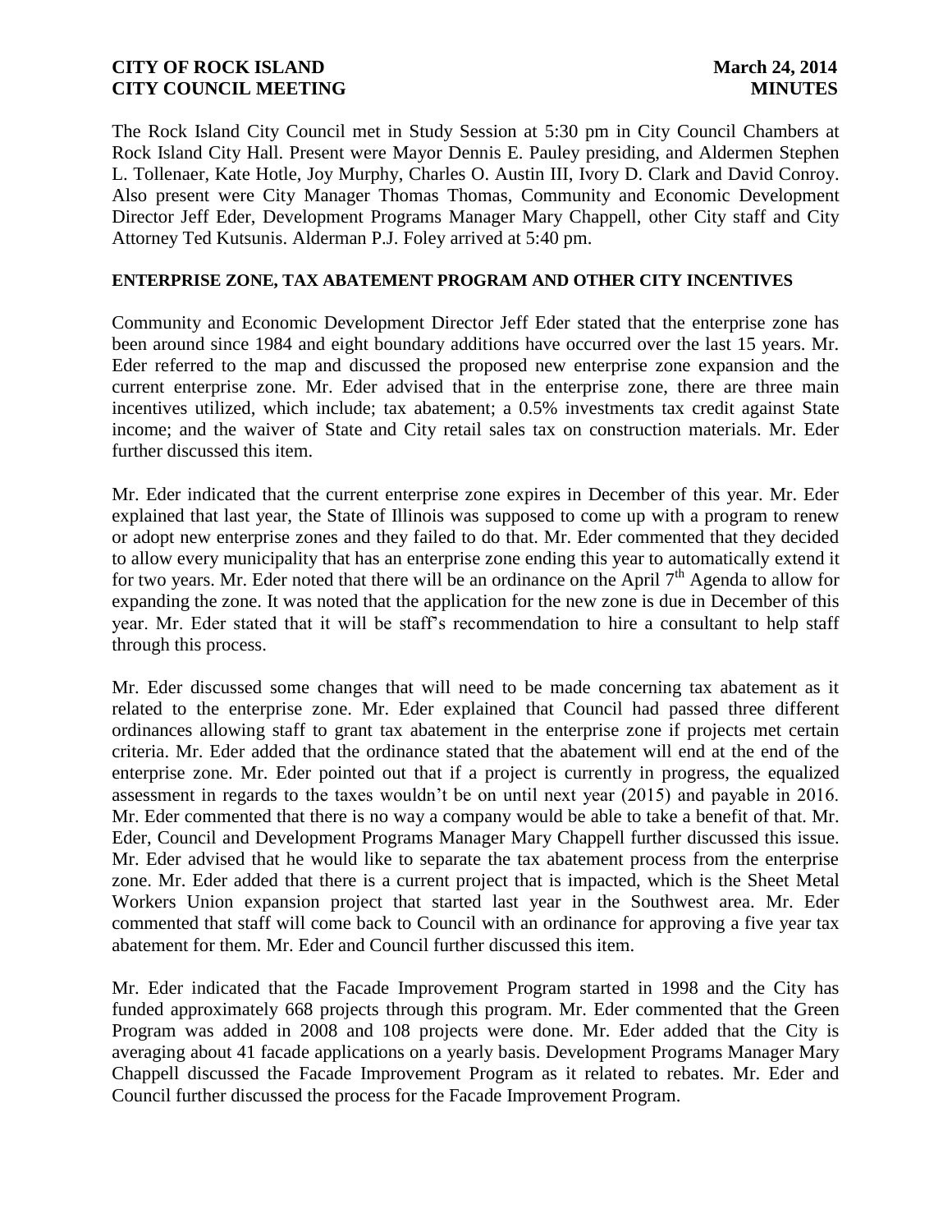The Rock Island City Council met in Study Session at 5:30 pm in City Council Chambers at Rock Island City Hall. Present were Mayor Dennis E. Pauley presiding, and Aldermen Stephen L. Tollenaer, Kate Hotle, Joy Murphy, Charles O. Austin III, Ivory D. Clark and David Conroy. Also present were City Manager Thomas Thomas, Community and Economic Development Director Jeff Eder, Development Programs Manager Mary Chappell, other City staff and City Attorney Ted Kutsunis. Alderman P.J. Foley arrived at 5:40 pm.

**ENTERPRISE ZONE, TAX ABATEMENT PROGRAM AND OTHER CITY INCENTIVES**

Community and Economic Development Director Jeff Eder stated that the enterprise zone has been around since 1984 and eight boundary additions have occurred over the last 15 years. Mr. Eder referred to the map and discussed the proposed new enterprise zone expansion and the current enterprise zone. Mr. Eder advised that in the enterprise zone, there are three main incentives utilized, which include; tax abatement; a 0.5% investments tax credit against State income; and the waiver of State and City retail sales tax on construction materials. Mr. Eder further discussed this item.

Mr. Eder indicated that the current enterprise zone expires in December of this year. Mr. Eder explained that last year, the State of Illinois was supposed to come up with a program to renew or adopt new enterprise zones and they failed to do that. Mr. Eder commented that they decided to allow every municipality that has an enterprise zone ending this year to automatically extend it for two years. Mr. Eder noted that there will be an ordinance on the April 7th Agenda to allow for expanding the zone. It was noted that the application for the new zone is due in December of this year. Mr. Eder stated that it will be staff's recommendation to hire a consultant to help staff through this process.

Mr. Eder discussed some changes that will need to be made concerning tax abatement as it related to the enterprise zone. Mr. Eder explained that Council had passed three different ordinances allowing staff to grant tax abatement in the enterprise zone if projects met certain criteria. Mr. Eder added that the ordinance stated that the abatement will end at the end of the enterprise zone. Mr. Eder pointed out that if a project is currently in progress, the equalized assessment in regards to the taxes wouldn't be on until next year (2015) and payable in 2016. Mr. Eder commented that there is no way a company would be able to take a benefit of that. Mr. Eder, Council and Development Programs Manager Mary Chappell further discussed this issue. Mr. Eder advised that he would like to separate the tax abatement process from the enterprise zone. Mr. Eder added that there is a current project that is impacted, which is the Sheet Metal Workers Union expansion project that started last year in the Southwest area. Mr. Eder commented that staff will come back to Council with an ordinance for approving a five year tax abatement for them. Mr. Eder and Council further discussed this item.

Mr. Eder indicated that the Facade Improvement Program started in 1998 and the City has funded approximately 668 projects through this program. Mr. Eder commented that the Green Program was added in 2008 and 108 projects were done. Mr. Eder added that the City is averaging about 41 facade applications on a yearly basis. Development Programs Manager Mary Chappell discussed the Facade Improvement Program as it related to rebates. Mr. Eder and Council further discussed the process for the Facade Improvement Program.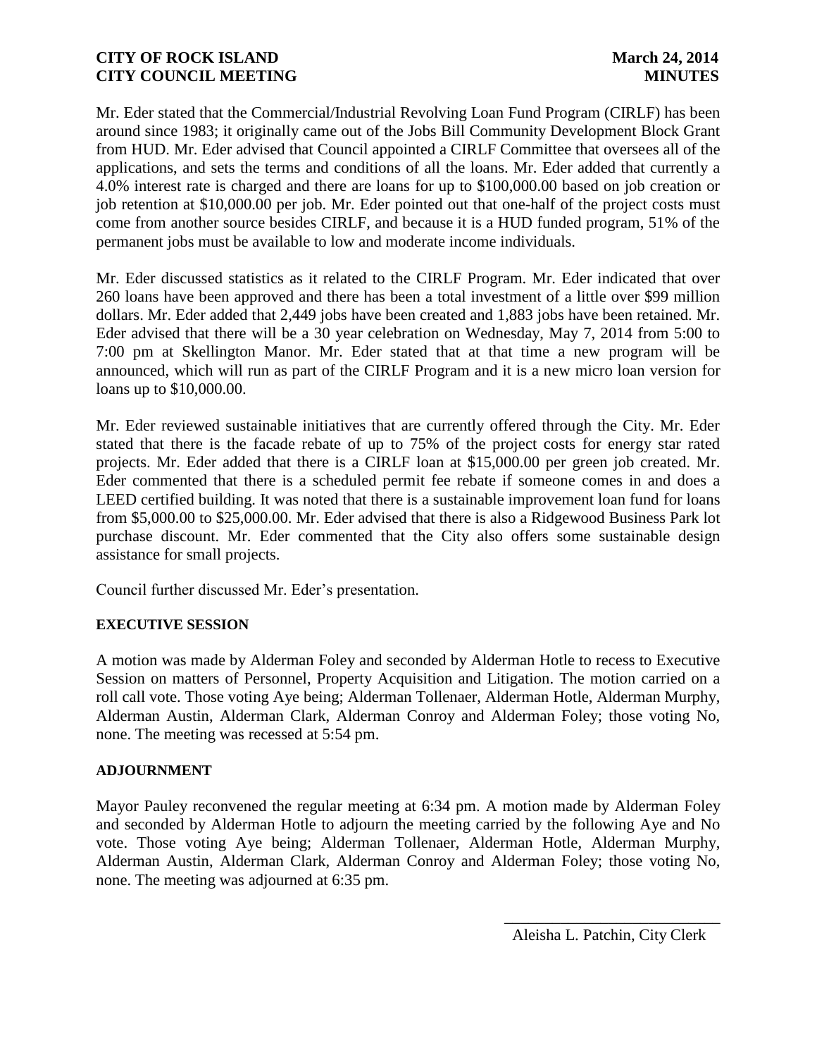Mr. Eder stated that the Commercial/Industrial Revolving Loan Fund Program (CIRLF) has been around since 1983; it originally came out of the Jobs Bill Community Development Block Grant from HUD. Mr. Eder advised that Council appointed a CIRLF Committee that oversees all of the applications, and sets the terms and conditions of all the loans. Mr. Eder added that currently a 4.0% interest rate is charged and there are loans for up to $100,000.00 based on job creation or job retention at $10,000.00 per job. Mr. Eder pointed out that one-half of the project costs must come from another source besides CIRLF, and because it is a HUD funded program, 51% of the permanent jobs must be available to low and moderate income individuals.

Mr. Eder discussed statistics as it related to the CIRLF Program. Mr. Eder indicated that over 260 loans have been approved and there has been a total investment of a little over $99 million dollars. Mr. Eder added that 2,449 jobs have been created and 1,883 jobs have been retained. Mr. Eder advised that there will be a 30 year celebration on Wednesday, May 7, 2014 from 5:00 to 7:00 pm at Skellington Manor. Mr. Eder stated that at that time a new program will be announced, which will run as part of the CIRLF Program and it is a new micro loan version for loans up to $10,000.00.

Mr. Eder reviewed sustainable initiatives that are currently offered through the City. Mr. Eder stated that there is the facade rebate of up to 75% of the project costs for energy star rated projects. Mr. Eder added that there is a CIRLF loan at $15,000.00 per green job created. Mr. Eder commented that there is a scheduled permit fee rebate if someone comes in and does a LEED certified building. It was noted that there is a sustainable improvement loan fund for loans from $5,000.00 to $25,000.00. Mr. Eder advised that there is also a Ridgewood Business Park lot purchase discount. Mr. Eder commented that the City also offers some sustainable design assistance for small projects.

Council further discussed Mr. Eder's presentation.

**EXECUTIVE SESSION**

A motion was made by Alderman Foley and seconded by Alderman Hotle to recess to Executive Session on matters of Personnel, Property Acquisition and Litigation. The motion carried on a roll call vote. Those voting Aye being; Alderman Tollenaer, Alderman Hotle, Alderman Murphy, Alderman Austin, Alderman Clark, Alderman Conroy and Alderman Foley; those voting No, none. The meeting was recessed at 5:54 pm.

**ADJOURNMENT**

Mayor Pauley reconvened the regular meeting at 6:34 pm. A motion made by Alderman Foley and seconded by Alderman Hotle to adjourn the meeting carried by the following Aye and No vote. Those voting Aye being; Alderman Tollenaer, Alderman Hotle, Alderman Murphy, Alderman Austin, Alderman Clark, Alderman Conroy and Alderman Foley; those voting No, none. The meeting was adjourned at 6:35 pm.

\_\_\_\_\_\_\_\_\_\_\_\_\_\_\_\_\_\_\_\_\_\_\_\_\_\_\_\_

Aleisha L. Patchin, City Clerk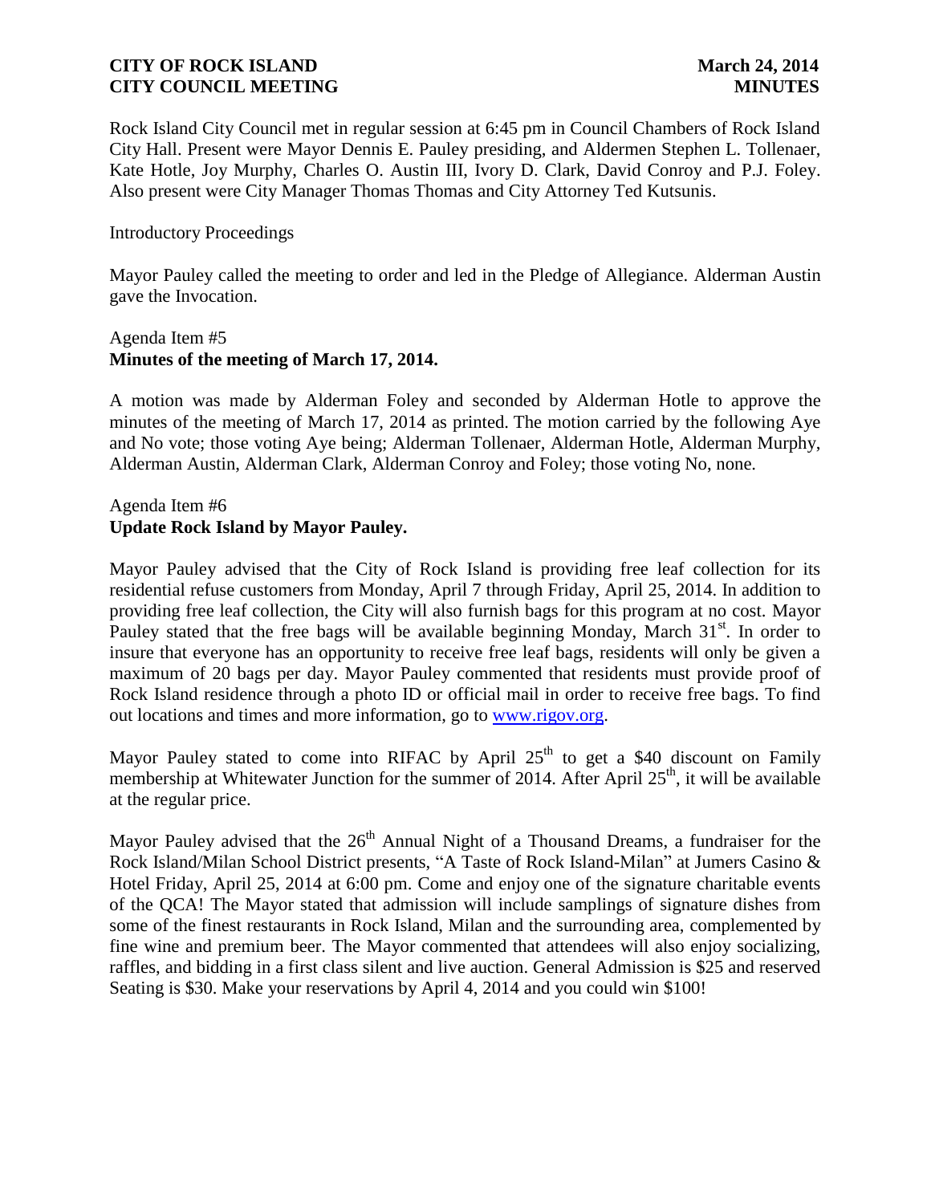Rock Island City Council met in regular session at 6:45 pm in Council Chambers of Rock Island City Hall. Present were Mayor Dennis E. Pauley presiding, and Aldermen Stephen L. Tollenaer, Kate Hotle, Joy Murphy, Charles O. Austin III, Ivory D. Clark, David Conroy and P.J. Foley. Also present were City Manager Thomas Thomas and City Attorney Ted Kutsunis.

Introductory Proceedings

Mayor Pauley called the meeting to order and led in the Pledge of Allegiance. Alderman Austin gave the Invocation.

Agenda Item #5
**Minutes of the meeting of March 17, 2014.**

A motion was made by Alderman Foley and seconded by Alderman Hotle to approve the minutes of the meeting of March 17, 2014 as printed. The motion carried by the following Aye and No vote; those voting Aye being; Alderman Tollenaer, Alderman Hotle, Alderman Murphy, Alderman Austin, Alderman Clark, Alderman Conroy and Foley; those voting No, none.

Agenda Item #6
**Update Rock Island by Mayor Pauley.**

Mayor Pauley advised that the City of Rock Island is providing free leaf collection for its residential refuse customers from Monday, April 7 through Friday, April 25, 2014. In addition to providing free leaf collection, the City will also furnish bags for this program at no cost. Mayor Pauley stated that the free bags will be available beginning Monday, March 31st. In order to insure that everyone has an opportunity to receive free leaf bags, residents will only be given a maximum of 20 bags per day. Mayor Pauley commented that residents must provide proof of Rock Island residence through a photo ID or official mail in order to receive free bags. To find out locations and times and more information, go to www.rigov.org.

Mayor Pauley stated to come into RIFAC by April 25th to get a $40 discount on Family membership at Whitewater Junction for the summer of 2014. After April 25th, it will be available at the regular price.

Mayor Pauley advised that the 26th Annual Night of a Thousand Dreams, a fundraiser for the Rock Island/Milan School District presents, "A Taste of Rock Island-Milan" at Jumers Casino & Hotel Friday, April 25, 2014 at 6:00 pm. Come and enjoy one of the signature charitable events of the QCA! The Mayor stated that admission will include samplings of signature dishes from some of the finest restaurants in Rock Island, Milan and the surrounding area, complemented by fine wine and premium beer. The Mayor commented that attendees will also enjoy socializing, raffles, and bidding in a first class silent and live auction. General Admission is $25 and reserved Seating is $30. Make your reservations by April 4, 2014 and you could win $100!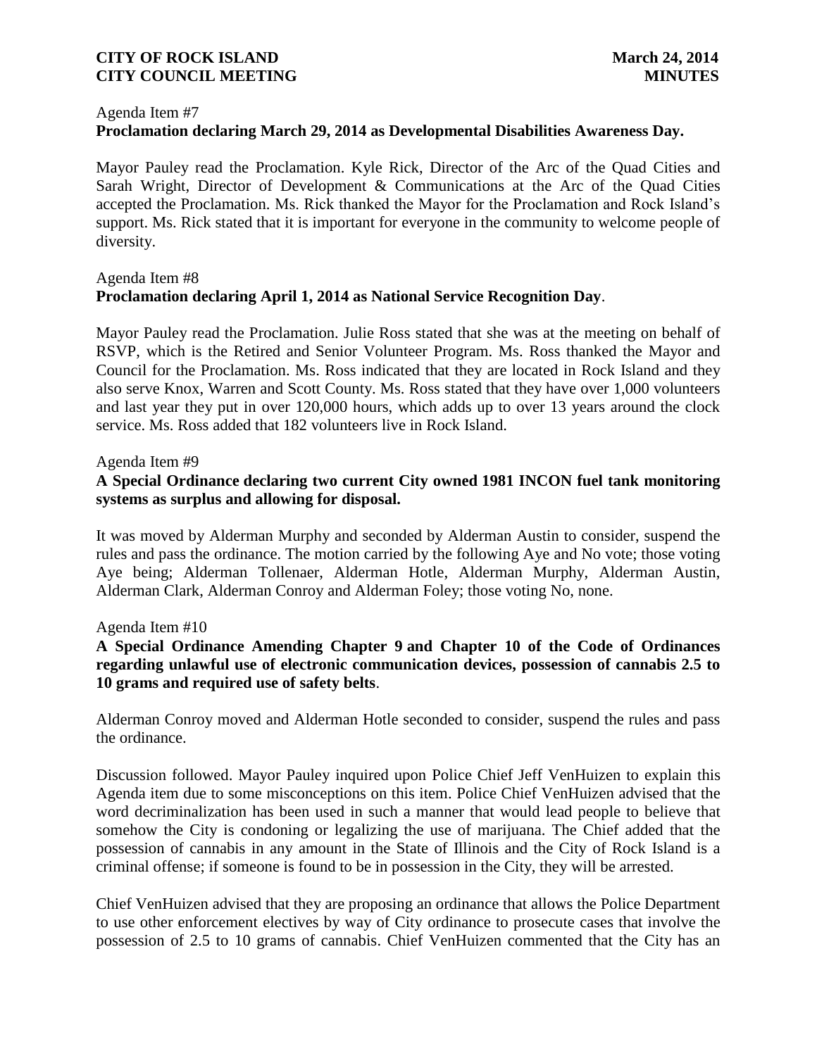Agenda Item #7

**Proclamation declaring March 29, 2014 as Developmental Disabilities Awareness Day.**

Mayor Pauley read the Proclamation. Kyle Rick, Director of the Arc of the Quad Cities and Sarah Wright, Director of Development & Communications at the Arc of the Quad Cities accepted the Proclamation. Ms. Rick thanked the Mayor for the Proclamation and Rock Island's support. Ms. Rick stated that it is important for everyone in the community to welcome people of diversity.

Agenda Item #8

**Proclamation declaring April 1, 2014 as National Service Recognition Day**.

Mayor Pauley read the Proclamation. Julie Ross stated that she was at the meeting on behalf of RSVP, which is the Retired and Senior Volunteer Program. Ms. Ross thanked the Mayor and Council for the Proclamation. Ms. Ross indicated that they are located in Rock Island and they also serve Knox, Warren and Scott County. Ms. Ross stated that they have over 1,000 volunteers and last year they put in over 120,000 hours, which adds up to over 13 years around the clock service. Ms. Ross added that 182 volunteers live in Rock Island.

Agenda Item #9

**A Special Ordinance declaring two current City owned 1981 INCON fuel tank monitoring systems as surplus and allowing for disposal.**

It was moved by Alderman Murphy and seconded by Alderman Austin to consider, suspend the rules and pass the ordinance. The motion carried by the following Aye and No vote; those voting Aye being; Alderman Tollenaer, Alderman Hotle, Alderman Murphy, Alderman Austin, Alderman Clark, Alderman Conroy and Alderman Foley; those voting No, none.

Agenda Item #10

**A Special Ordinance Amending Chapter 9 and Chapter 10 of the Code of Ordinances regarding unlawful use of electronic communication devices, possession of cannabis 2.5 to 10 grams and required use of safety belts**.

Alderman Conroy moved and Alderman Hotle seconded to consider, suspend the rules and pass the ordinance.

Discussion followed. Mayor Pauley inquired upon Police Chief Jeff VenHuizen to explain this Agenda item due to some misconceptions on this item. Police Chief VenHuizen advised that the word decriminalization has been used in such a manner that would lead people to believe that somehow the City is condoning or legalizing the use of marijuana. The Chief added that the possession of cannabis in any amount in the State of Illinois and the City of Rock Island is a criminal offense; if someone is found to be in possession in the City, they will be arrested.

Chief VenHuizen advised that they are proposing an ordinance that allows the Police Department to use other enforcement electives by way of City ordinance to prosecute cases that involve the possession of 2.5 to 10 grams of cannabis. Chief VenHuizen commented that the City has an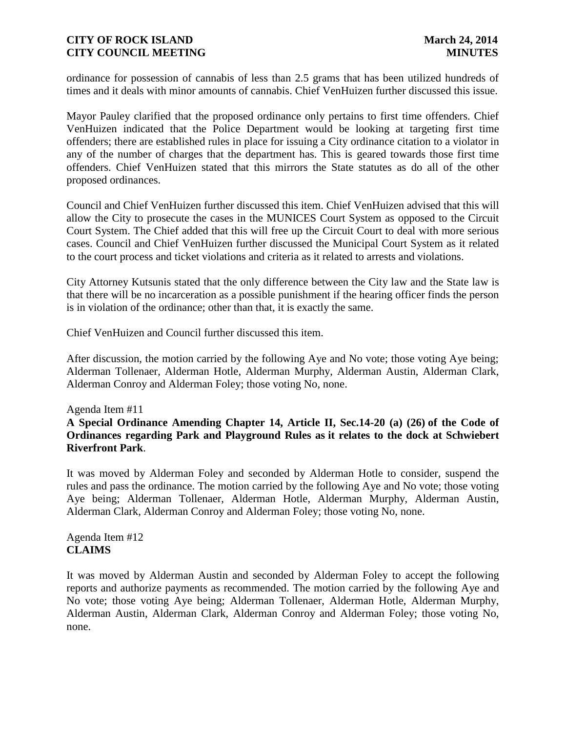ordinance for possession of cannabis of less than 2.5 grams that has been utilized hundreds of times and it deals with minor amounts of cannabis. Chief VenHuizen further discussed this issue.

Mayor Pauley clarified that the proposed ordinance only pertains to first time offenders. Chief VenHuizen indicated that the Police Department would be looking at targeting first time offenders; there are established rules in place for issuing a City ordinance citation to a violator in any of the number of charges that the department has. This is geared towards those first time offenders. Chief VenHuizen stated that this mirrors the State statutes as do all of the other proposed ordinances.

Council and Chief VenHuizen further discussed this item. Chief VenHuizen advised that this will allow the City to prosecute the cases in the MUNICES Court System as opposed to the Circuit Court System. The Chief added that this will free up the Circuit Court to deal with more serious cases. Council and Chief VenHuizen further discussed the Municipal Court System as it related to the court process and ticket violations and criteria as it related to arrests and violations.

City Attorney Kutsunis stated that the only difference between the City law and the State law is that there will be no incarceration as a possible punishment if the hearing officer finds the person is in violation of the ordinance; other than that, it is exactly the same.

Chief VenHuizen and Council further discussed this item.

After discussion, the motion carried by the following Aye and No vote; those voting Aye being; Alderman Tollenaer, Alderman Hotle, Alderman Murphy, Alderman Austin, Alderman Clark, Alderman Conroy and Alderman Foley; those voting No, none.

Agenda Item #11
**A Special Ordinance Amending Chapter 14, Article II, Sec.14-20 (a) (26) of the Code of Ordinances regarding Park and Playground Rules as it relates to the dock at Schwiebert Riverfront Park**.

It was moved by Alderman Foley and seconded by Alderman Hotle to consider, suspend the rules and pass the ordinance. The motion carried by the following Aye and No vote; those voting Aye being; Alderman Tollenaer, Alderman Hotle, Alderman Murphy, Alderman Austin, Alderman Clark, Alderman Conroy and Alderman Foley; those voting No, none.

Agenda Item #12
**CLAIMS**

It was moved by Alderman Austin and seconded by Alderman Foley to accept the following reports and authorize payments as recommended. The motion carried by the following Aye and No vote; those voting Aye being; Alderman Tollenaer, Alderman Hotle, Alderman Murphy, Alderman Austin, Alderman Clark, Alderman Conroy and Alderman Foley; those voting No, none.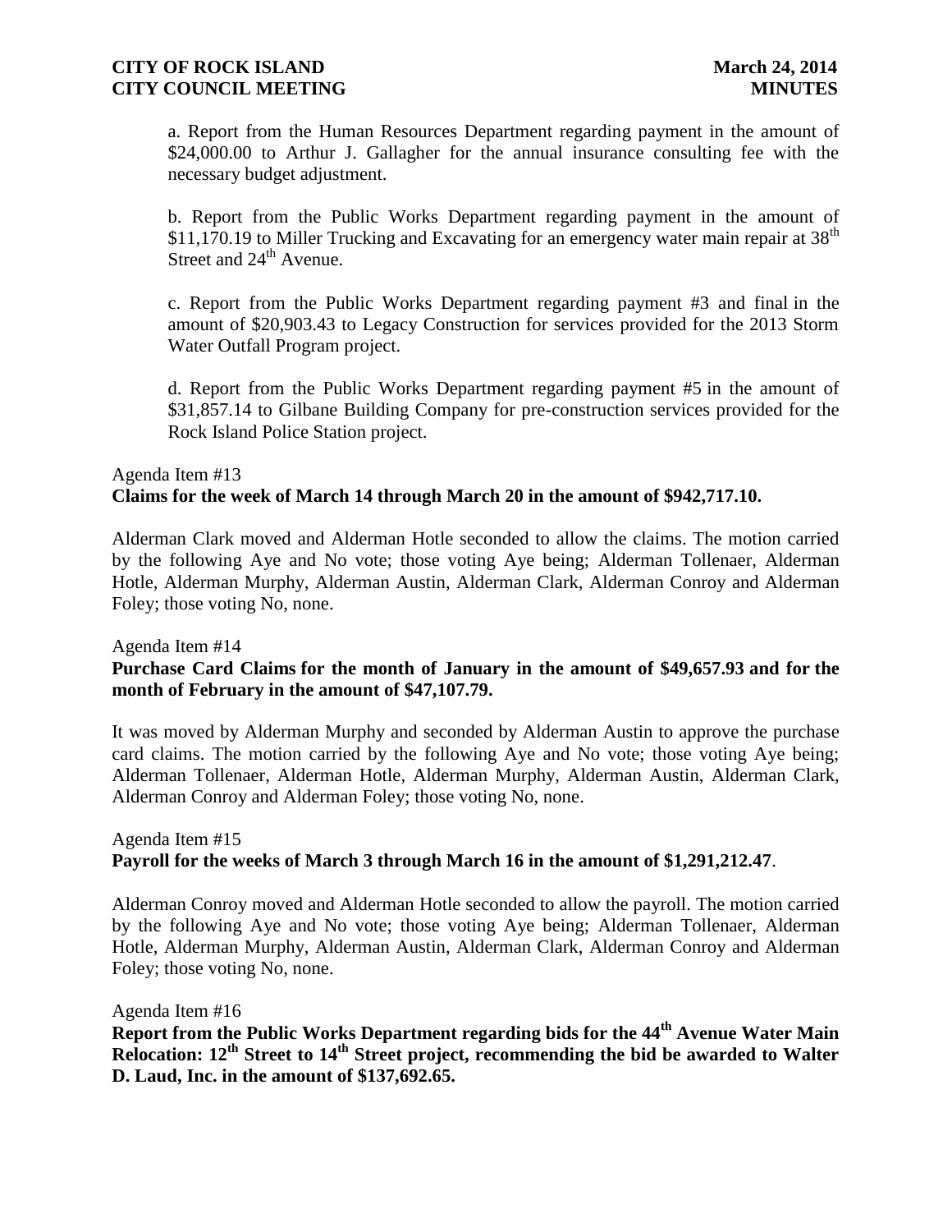a. Report from the Human Resources Department regarding payment in the amount of $24,000.00 to Arthur J. Gallagher for the annual insurance consulting fee with the necessary budget adjustment.

b. Report from the Public Works Department regarding payment in the amount of $11,170.19 to Miller Trucking and Excavating for an emergency water main repair at 38th Street and 24th Avenue.

c. Report from the Public Works Department regarding payment #3 and final in the amount of $20,903.43 to Legacy Construction for services provided for the 2013 Storm Water Outfall Program project.

d. Report from the Public Works Department regarding payment #5 in the amount of $31,857.14 to Gilbane Building Company for pre-construction services provided for the Rock Island Police Station project.

Agenda Item #13

**Claims for the week of March 14 through March 20 in the amount of $942,717.10.**

Alderman Clark moved and Alderman Hotle seconded to allow the claims. The motion carried by the following Aye and No vote; those voting Aye being; Alderman Tollenaer, Alderman Hotle, Alderman Murphy, Alderman Austin, Alderman Clark, Alderman Conroy and Alderman Foley; those voting No, none.

Agenda Item #14

**Purchase Card Claims for the month of January in the amount of $49,657.93 and for the month of February in the amount of $47,107.79.**

It was moved by Alderman Murphy and seconded by Alderman Austin to approve the purchase card claims. The motion carried by the following Aye and No vote; those voting Aye being; Alderman Tollenaer, Alderman Hotle, Alderman Murphy, Alderman Austin, Alderman Clark, Alderman Conroy and Alderman Foley; those voting No, none.

Agenda Item #15

**Payroll for the weeks of March 3 through March 16 in the amount of $1,291,212.47**.

Alderman Conroy moved and Alderman Hotle seconded to allow the payroll. The motion carried by the following Aye and No vote; those voting Aye being; Alderman Tollenaer, Alderman Hotle, Alderman Murphy, Alderman Austin, Alderman Clark, Alderman Conroy and Alderman Foley; those voting No, none.

Agenda Item #16

**Report from the Public Works Department regarding bids for the 44th Avenue Water Main Relocation: 12th Street to 14th Street project, recommending the bid be awarded to Walter D. Laud, Inc. in the amount of $137,692.65.**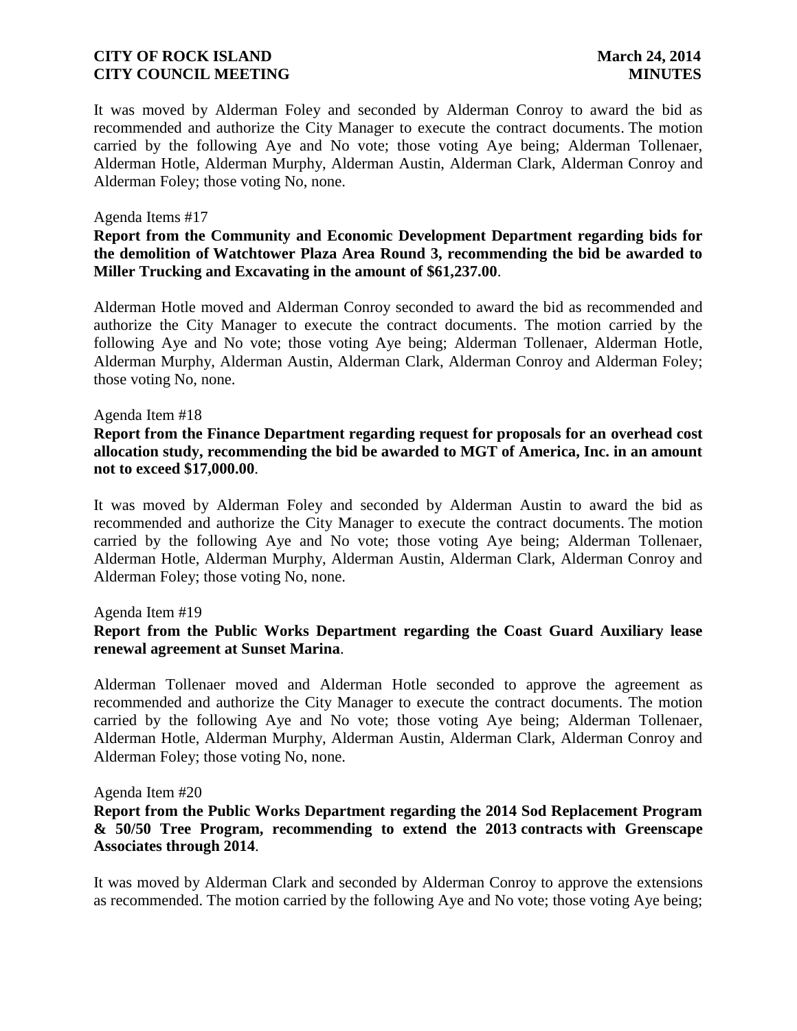It was moved by Alderman Foley and seconded by Alderman Conroy to award the bid as recommended and authorize the City Manager to execute the contract documents. The motion carried by the following Aye and No vote; those voting Aye being; Alderman Tollenaer, Alderman Hotle, Alderman Murphy, Alderman Austin, Alderman Clark, Alderman Conroy and Alderman Foley; those voting No, none.

Agenda Items #17

**Report from the Community and Economic Development Department regarding bids for the demolition of Watchtower Plaza Area Round 3, recommending the bid be awarded to Miller Trucking and Excavating in the amount of $61,237.00**.

Alderman Hotle moved and Alderman Conroy seconded to award the bid as recommended and authorize the City Manager to execute the contract documents. The motion carried by the following Aye and No vote; those voting Aye being; Alderman Tollenaer, Alderman Hotle, Alderman Murphy, Alderman Austin, Alderman Clark, Alderman Conroy and Alderman Foley; those voting No, none.

Agenda Item #18

**Report from the Finance Department regarding request for proposals for an overhead cost allocation study, recommending the bid be awarded to MGT of America, Inc. in an amount not to exceed $17,000.00**.

It was moved by Alderman Foley and seconded by Alderman Austin to award the bid as recommended and authorize the City Manager to execute the contract documents. The motion carried by the following Aye and No vote; those voting Aye being; Alderman Tollenaer, Alderman Hotle, Alderman Murphy, Alderman Austin, Alderman Clark, Alderman Conroy and Alderman Foley; those voting No, none.

Agenda Item #19

**Report from the Public Works Department regarding the Coast Guard Auxiliary lease renewal agreement at Sunset Marina**.

Alderman Tollenaer moved and Alderman Hotle seconded to approve the agreement as recommended and authorize the City Manager to execute the contract documents. The motion carried by the following Aye and No vote; those voting Aye being; Alderman Tollenaer, Alderman Hotle, Alderman Murphy, Alderman Austin, Alderman Clark, Alderman Conroy and Alderman Foley; those voting No, none.

Agenda Item #20

**Report from the Public Works Department regarding the 2014 Sod Replacement Program & 50/50 Tree Program, recommending to extend the 2013 contracts with Greenscape Associates through 2014**.

It was moved by Alderman Clark and seconded by Alderman Conroy to approve the extensions as recommended. The motion carried by the following Aye and No vote; those voting Aye being;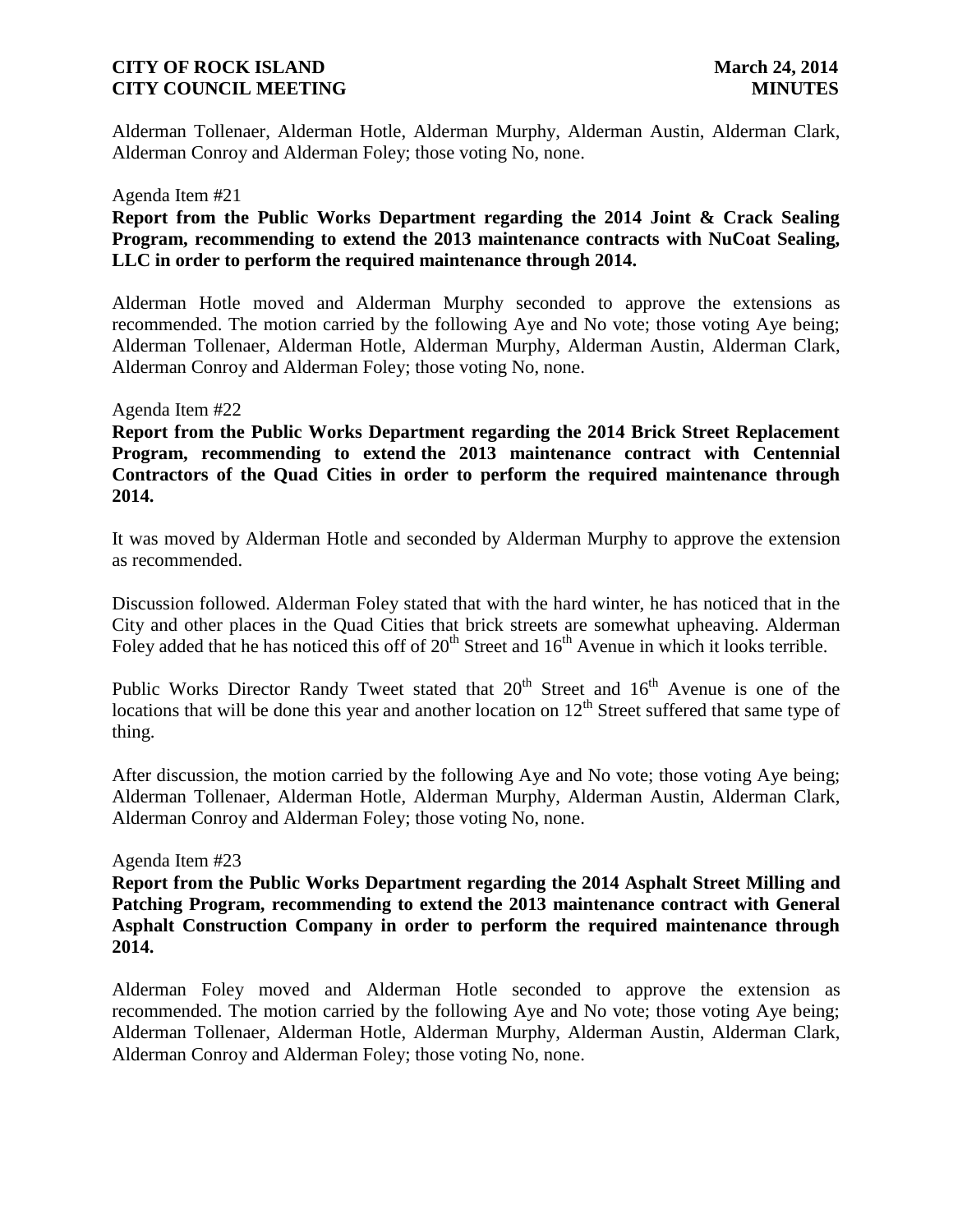Alderman Tollenaer, Alderman Hotle, Alderman Murphy, Alderman Austin, Alderman Clark, Alderman Conroy and Alderman Foley; those voting No, none.

Agenda Item #21

**Report from the Public Works Department regarding the 2014 Joint & Crack Sealing Program, recommending to extend the 2013 maintenance contracts with NuCoat Sealing, LLC in order to perform the required maintenance through 2014.**

Alderman Hotle moved and Alderman Murphy seconded to approve the extensions as recommended. The motion carried by the following Aye and No vote; those voting Aye being; Alderman Tollenaer, Alderman Hotle, Alderman Murphy, Alderman Austin, Alderman Clark, Alderman Conroy and Alderman Foley; those voting No, none.

Agenda Item #22

**Report from the Public Works Department regarding the 2014 Brick Street Replacement Program, recommending to extend the 2013 maintenance contract with Centennial Contractors of the Quad Cities in order to perform the required maintenance through 2014.**

It was moved by Alderman Hotle and seconded by Alderman Murphy to approve the extension as recommended.

Discussion followed. Alderman Foley stated that with the hard winter, he has noticed that in the City and other places in the Quad Cities that brick streets are somewhat upheaving. Alderman Foley added that he has noticed this off of 20th Street and 16th Avenue in which it looks terrible.

Public Works Director Randy Tweet stated that 20th Street and 16th Avenue is one of the locations that will be done this year and another location on 12th Street suffered that same type of thing.

After discussion, the motion carried by the following Aye and No vote; those voting Aye being; Alderman Tollenaer, Alderman Hotle, Alderman Murphy, Alderman Austin, Alderman Clark, Alderman Conroy and Alderman Foley; those voting No, none.

Agenda Item #23

**Report from the Public Works Department regarding the 2014 Asphalt Street Milling and Patching Program, recommending to extend the 2013 maintenance contract with General Asphalt Construction Company in order to perform the required maintenance through 2014.**

Alderman Foley moved and Alderman Hotle seconded to approve the extension as recommended. The motion carried by the following Aye and No vote; those voting Aye being; Alderman Tollenaer, Alderman Hotle, Alderman Murphy, Alderman Austin, Alderman Clark, Alderman Conroy and Alderman Foley; those voting No, none.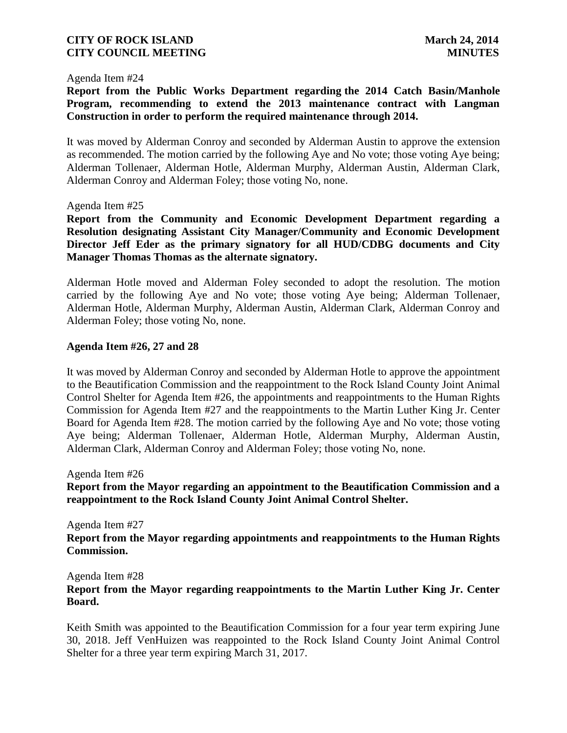Agenda Item #24

**Report from the Public Works Department regarding the 2014 Catch Basin/Manhole Program, recommending to extend the 2013 maintenance contract with Langman Construction in order to perform the required maintenance through 2014.**

It was moved by Alderman Conroy and seconded by Alderman Austin to approve the extension as recommended. The motion carried by the following Aye and No vote; those voting Aye being; Alderman Tollenaer, Alderman Hotle, Alderman Murphy, Alderman Austin, Alderman Clark, Alderman Conroy and Alderman Foley; those voting No, none.

Agenda Item #25

**Report from the Community and Economic Development Department regarding a Resolution designating Assistant City Manager/Community and Economic Development Director Jeff Eder as the primary signatory for all HUD/CDBG documents and City Manager Thomas Thomas as the alternate signatory.**

Alderman Hotle moved and Alderman Foley seconded to adopt the resolution. The motion carried by the following Aye and No vote; those voting Aye being; Alderman Tollenaer, Alderman Hotle, Alderman Murphy, Alderman Austin, Alderman Clark, Alderman Conroy and Alderman Foley; those voting No, none.

**Agenda Item #26, 27 and 28**

It was moved by Alderman Conroy and seconded by Alderman Hotle to approve the appointment to the Beautification Commission and the reappointment to the Rock Island County Joint Animal Control Shelter for Agenda Item #26, the appointments and reappointments to the Human Rights Commission for Agenda Item #27 and the reappointments to the Martin Luther King Jr. Center Board for Agenda Item #28. The motion carried by the following Aye and No vote; those voting Aye being; Alderman Tollenaer, Alderman Hotle, Alderman Murphy, Alderman Austin, Alderman Clark, Alderman Conroy and Alderman Foley; those voting No, none.

Agenda Item #26

**Report from the Mayor regarding an appointment to the Beautification Commission and a reappointment to the Rock Island County Joint Animal Control Shelter.**

Agenda Item #27

**Report from the Mayor regarding appointments and reappointments to the Human Rights Commission.**

Agenda Item #28

**Report from the Mayor regarding reappointments to the Martin Luther King Jr. Center Board.**

Keith Smith was appointed to the Beautification Commission for a four year term expiring June 30, 2018. Jeff VenHuizen was reappointed to the Rock Island County Joint Animal Control Shelter for a three year term expiring March 31, 2017.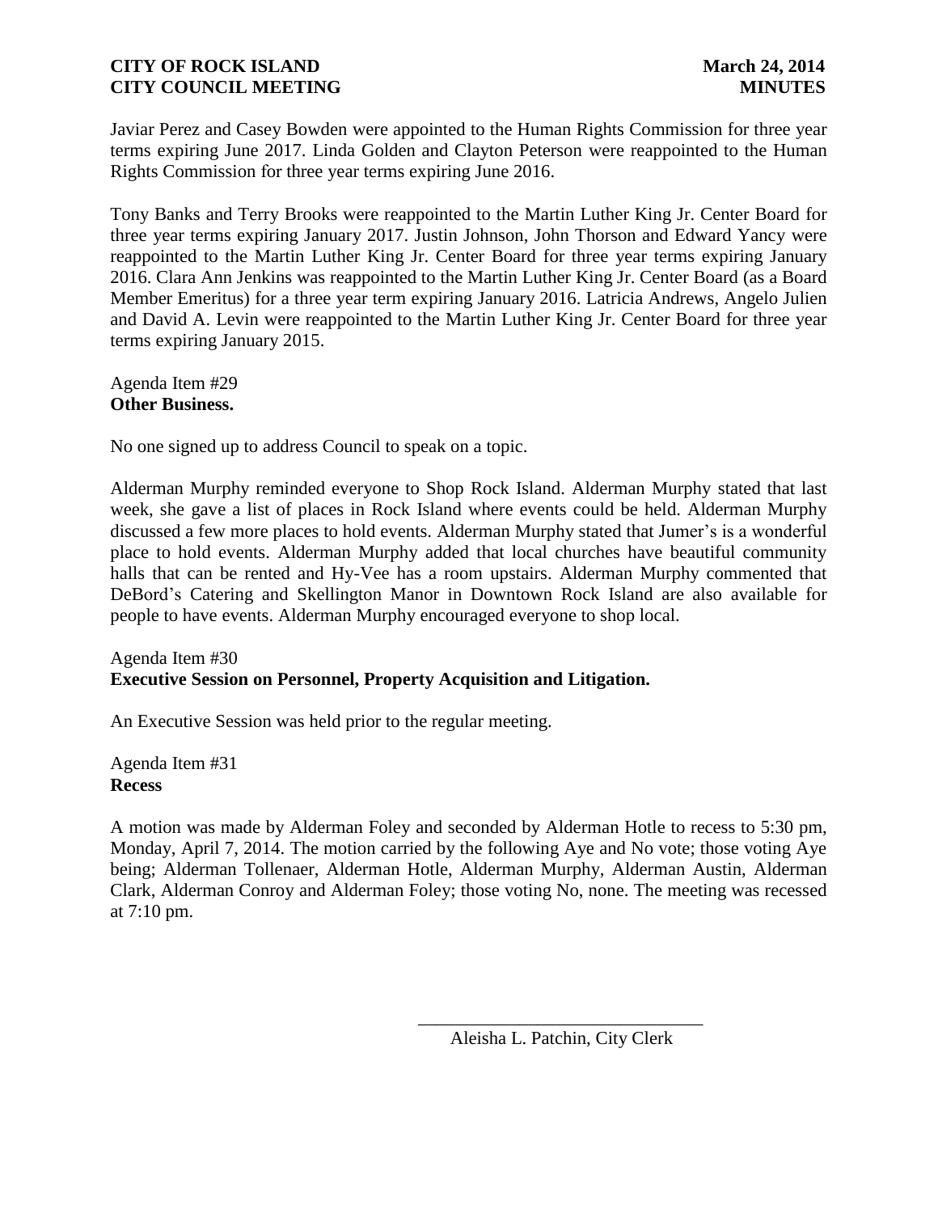Javiar Perez and Casey Bowden were appointed to the Human Rights Commission for three year terms expiring June 2017. Linda Golden and Clayton Peterson were reappointed to the Human Rights Commission for three year terms expiring June 2016.

Tony Banks and Terry Brooks were reappointed to the Martin Luther King Jr. Center Board for three year terms expiring January 2017. Justin Johnson, John Thorson and Edward Yancy were reappointed to the Martin Luther King Jr. Center Board for three year terms expiring January 2016. Clara Ann Jenkins was reappointed to the Martin Luther King Jr. Center Board (as a Board Member Emeritus) for a three year term expiring January 2016. Latricia Andrews, Angelo Julien and David A. Levin were reappointed to the Martin Luther King Jr. Center Board for three year terms expiring January 2015.

Agenda Item #29
**Other Business.**

No one signed up to address Council to speak on a topic.

Alderman Murphy reminded everyone to Shop Rock Island. Alderman Murphy stated that last week, she gave a list of places in Rock Island where events could be held. Alderman Murphy discussed a few more places to hold events. Alderman Murphy stated that Jumer's is a wonderful place to hold events. Alderman Murphy added that local churches have beautiful community halls that can be rented and Hy-Vee has a room upstairs. Alderman Murphy commented that DeBord's Catering and Skellington Manor in Downtown Rock Island are also available for people to have events. Alderman Murphy encouraged everyone to shop local.

Agenda Item #30
**Executive Session on Personnel, Property Acquisition and Litigation.**

An Executive Session was held prior to the regular meeting.

Agenda Item #31
**Recess**

A motion was made by Alderman Foley and seconded by Alderman Hotle to recess to 5:30 pm, Monday, April 7, 2014. The motion carried by the following Aye and No vote; those voting Aye being; Alderman Tollenaer, Alderman Hotle, Alderman Murphy, Alderman Austin, Alderman Clark, Alderman Conroy and Alderman Foley; those voting No, none. The meeting was recessed at 7:10 pm.

\_\_\_\_\_\_\_\_\_\_\_\_\_\_\_\_\_\_\_\_\_\_\_\_\_\_\_\_\_\_\_\_

Aleisha L. Patchin, City Clerk